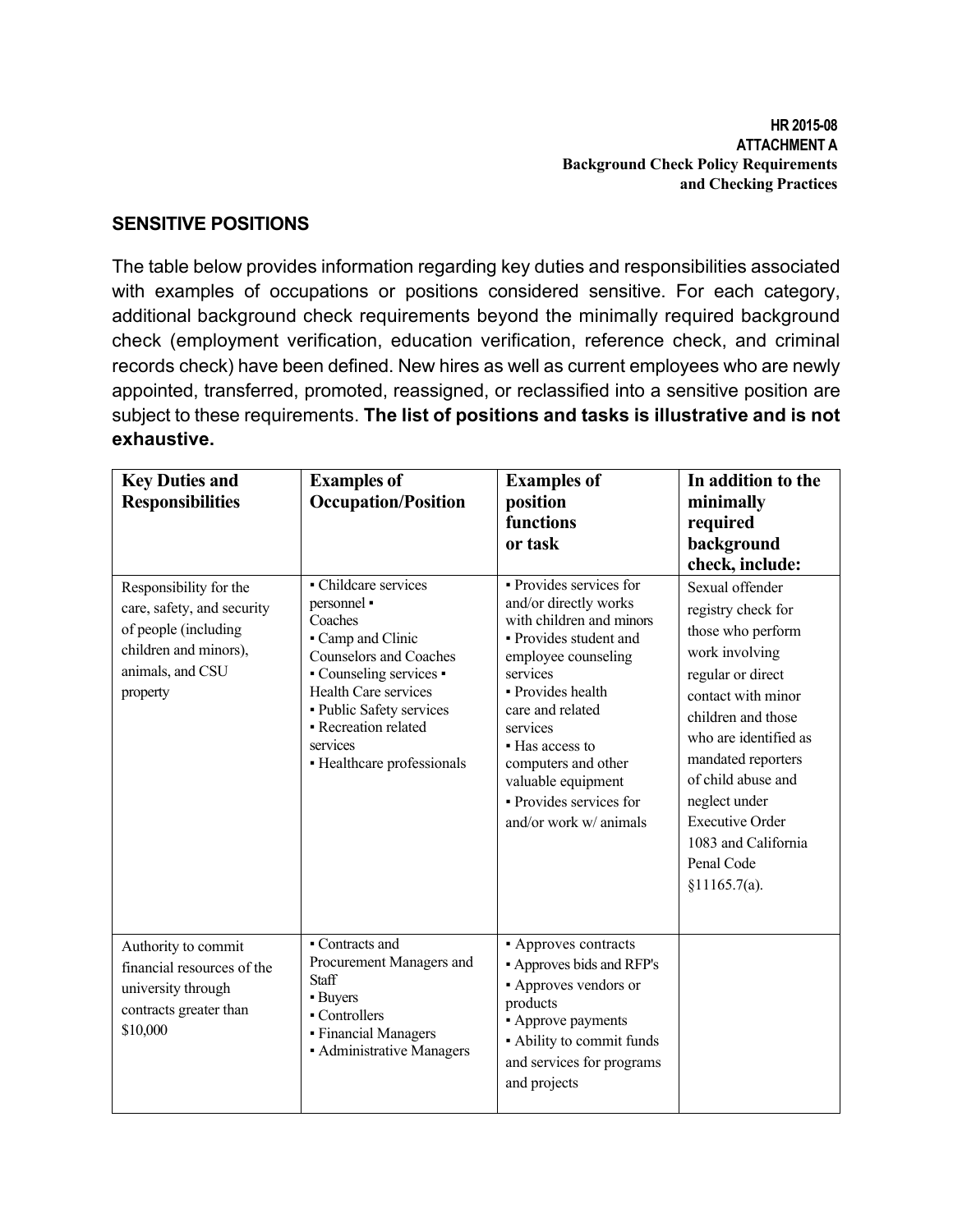**HR 2015-08**
**ATTACHMENT A**
**Background Check Policy Requirements and Checking Practices**

## SENSITIVE POSITIONS

The table below provides information regarding key duties and responsibilities associated with examples of occupations or positions considered sensitive. For each category, additional background check requirements beyond the minimally required background check (employment verification, education verification, reference check, and criminal records check) have been defined. New hires as well as current employees who are newly appointed, transferred, promoted, reassigned, or reclassified into a sensitive position are subject to these requirements. **The list of positions and tasks is illustrative and is not exhaustive.**

| Key Duties and Responsibilities | Examples of Occupation/Position | Examples of position functions or task | In addition to the minimally required background check, include: |
|---|---|---|---|
| Responsibility for the care, safety, and security of people (including children and minors), animals, and CSU property | ▪ Childcare services personnel ▪ Coaches<br>▪ Camp and Clinic Counselors and Coaches<br>▪ Counseling services ▪ Health Care services<br>▪ Public Safety services<br>▪ Recreation related services<br>▪ Healthcare professionals | ▪ Provides services for and/or directly works with children and minors<br>▪ Provides student and employee counseling services<br>▪ Provides health care and related services<br>▪ Has access to computers and other valuable equipment<br>▪ Provides services for and/or work w/ animals | Sexual offender registry check for those who perform work involving regular or direct contact with minor children and those who are identified as mandated reporters of child abuse and neglect under Executive Order 1083 and California Penal Code §11165.7(a). |
| Authority to commit financial resources of the university through contracts greater than $10,000 | ▪ Contracts and Procurement Managers and Staff<br>▪ Buyers<br>▪ Controllers<br>▪ Financial Managers<br>▪ Administrative Managers | ▪ Approves contracts<br>▪ Approves bids and RFP's<br>▪ Approves vendors or products<br>▪ Approve payments<br>▪ Ability to commit funds and services for programs and projects | |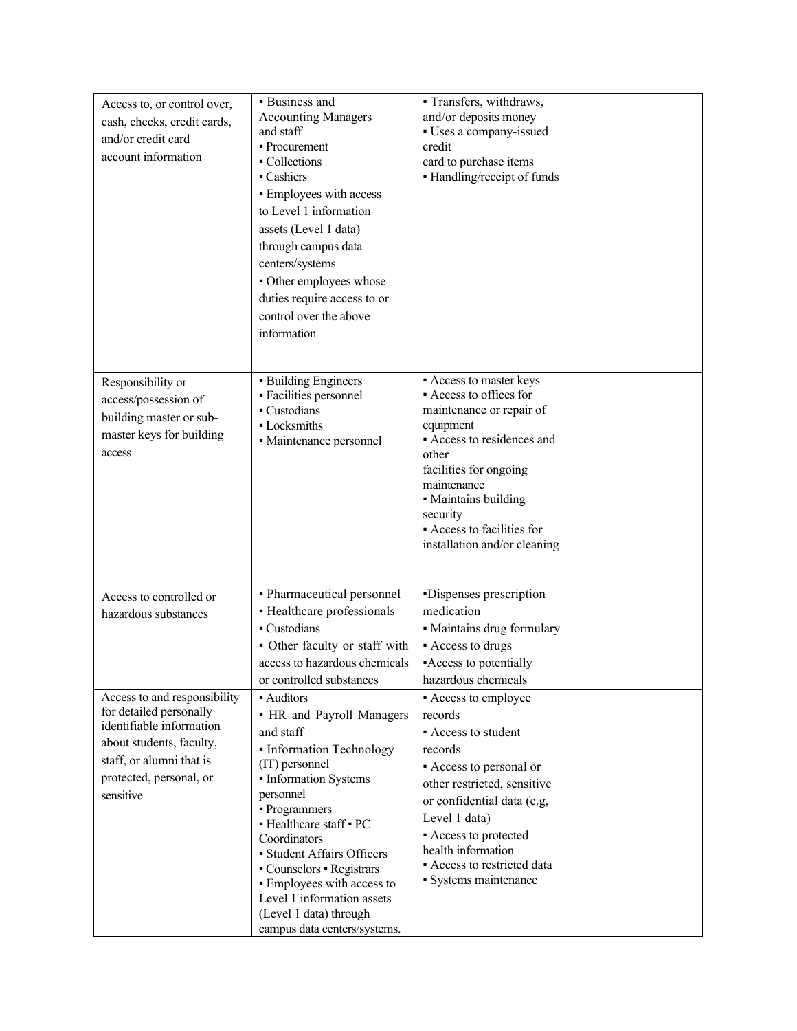| | | | |
|---|---|---|---|
| Access to, or control over, cash, checks, credit cards, and/or credit card account information | ▪ Business and Accounting Managers and staff<br>▪ Procurement<br>▪ Collections<br>▪ Cashiers<br>▪ Employees with access to Level 1 information assets (Level 1 data) through campus data centers/systems<br>▪ Other employees whose duties require access to or control over the above information | ▪ Transfers, withdraws, and/or deposits money<br>▪ Uses a company-issued credit card to purchase items<br>▪ Handling/receipt of funds | |
| Responsibility or access/possession of building master or sub-master keys for building access | ▪ Building Engineers<br>▪ Facilities personnel<br>▪ Custodians<br>▪ Locksmiths<br>▪ Maintenance personnel | ▪ Access to master keys<br>▪ Access to offices for maintenance or repair of equipment<br>▪ Access to residences and other facilities for ongoing maintenance<br>▪ Maintains building security<br>▪ Access to facilities for installation and/or cleaning | |
| Access to controlled or hazardous substances | ▪ Pharmaceutical personnel<br>▪ Healthcare professionals<br>▪ Custodians<br>▪ Other faculty or staff with access to hazardous chemicals or controlled substances | ▪Dispenses prescription medication<br>▪ Maintains drug formulary<br>▪ Access to drugs<br>▪Access to potentially hazardous chemicals | |
| Access to and responsibility for detailed personally identifiable information about students, faculty, staff, or alumni that is protected, personal, or sensitive | ▪ Auditors<br>▪ HR and Payroll Managers and staff<br>▪ Information Technology (IT) personnel<br>▪ Information Systems personnel<br>▪ Programmers<br>▪ Healthcare staff ▪ PC Coordinators<br>▪ Student Affairs Officers<br>▪ Counselors ▪ Registrars<br>▪ Employees with access to Level 1 information assets (Level 1 data) through campus data centers/systems. | ▪ Access to employee records<br>▪ Access to student records<br>▪ Access to personal or other restricted, sensitive or confidential data (e.g, Level 1 data)<br>▪ Access to protected health information<br>▪ Access to restricted data<br>▪ Systems maintenance | |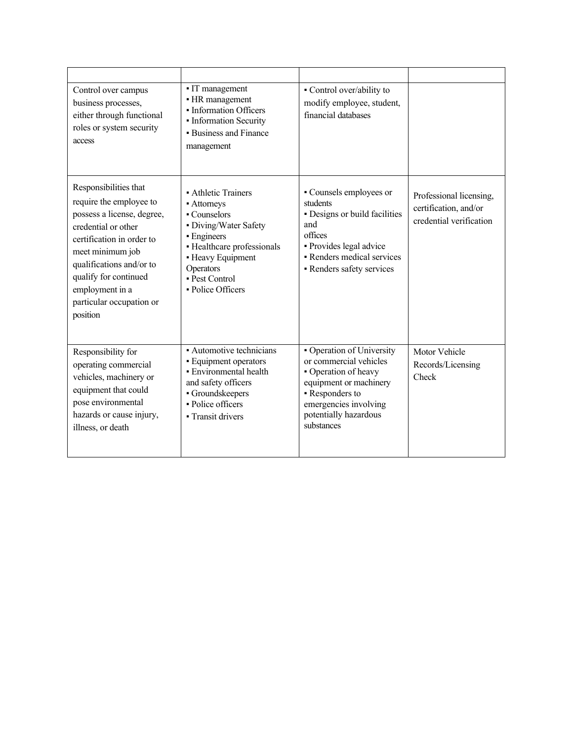| | | | |
|---|---|---|---|
| Control over campus business processes, either through functional roles or system security access | ▪ IT management<br>▪ HR management<br>▪ Information Officers<br>▪ Information Security<br>▪ Business and Finance management | ▪ Control over/ability to modify employee, student, financial databases | |
| Responsibilities that require the employee to possess a license, degree, credential or other certification in order to meet minimum job qualifications and/or to qualify for continued employment in a particular occupation or position | ▪ Athletic Trainers<br>▪ Attorneys<br>▪ Counselors<br>▪ Diving/Water Safety<br>▪ Engineers<br>▪ Healthcare professionals<br>▪ Heavy Equipment Operators<br>▪ Pest Control<br>▪ Police Officers | ▪ Counsels employees or students<br>▪ Designs or build facilities and offices<br>▪ Provides legal advice<br>▪ Renders medical services<br>▪ Renders safety services | Professional licensing, certification, and/or credential verification |
| Responsibility for operating commercial vehicles, machinery or equipment that could pose environmental hazards or cause injury, illness, or death | ▪ Automotive technicians<br>▪ Equipment operators<br>▪ Environmental health and safety officers<br>▪ Groundskeepers<br>▪ Police officers<br>▪ Transit drivers | ▪ Operation of University or commercial vehicles<br>▪ Operation of heavy equipment or machinery<br>▪ Responders to emergencies involving potentially hazardous substances | Motor Vehicle Records/Licensing Check |